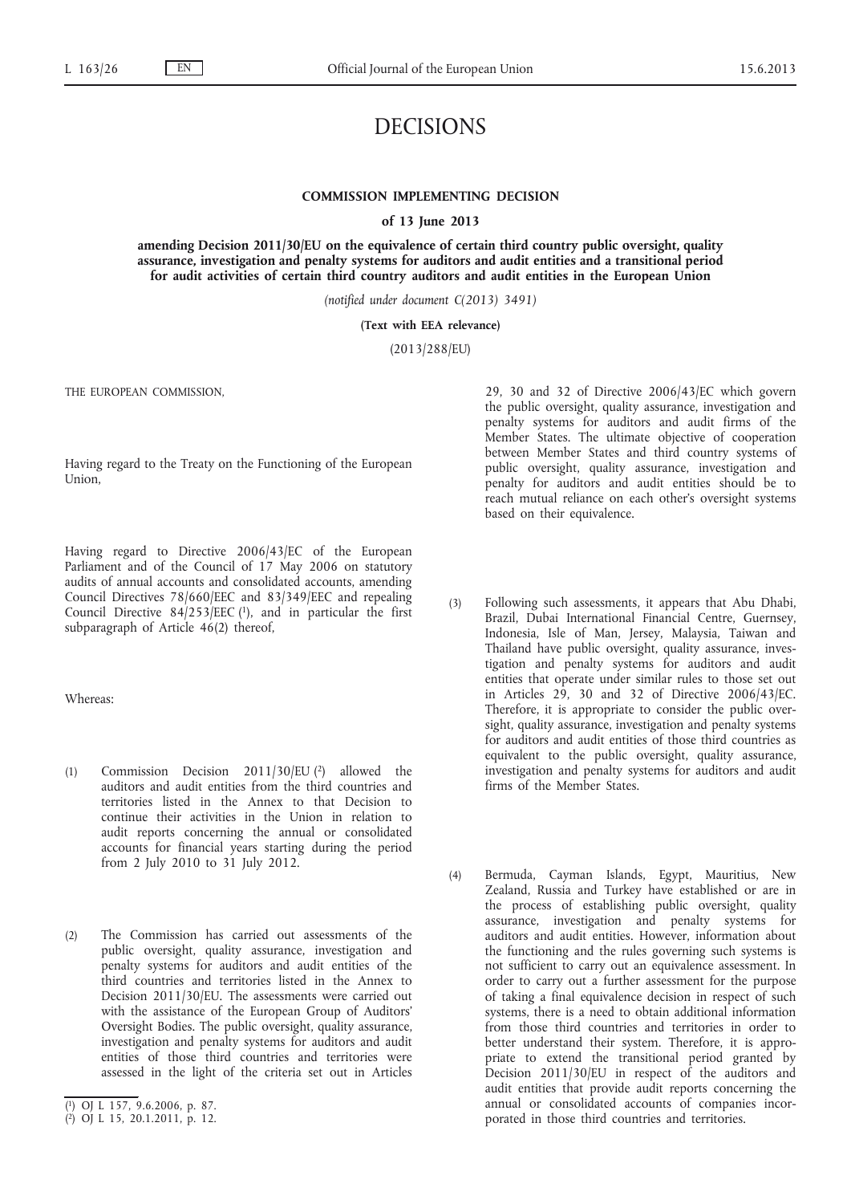# DECISIONS

## COMMISSION IMPLEMENTING DECISION

### of 13 June 2013

### amending Decision 2011/30/EU on the equivalence of certain third country public oversight, quality assurance, investigation and penalty systems for auditors and audit entities and a transitional period for audit activities of certain third country auditors and audit entities in the European Union

*(notified under document C(2013) 3491)*

**(Text with EEA relevance)**

(2013/288/EU)

THE EUROPEAN COMMISSION,

Having regard to the Treaty on the Functioning of the European Union,

Having regard to Directive 2006/43/EC of the European Parliament and of the Council of 17 May 2006 on statutory audits of annual accounts and consolidated accounts, amending Council Directives 78/660/EEC and 83/349/EEC and repealing Council Directive 84/253/EEC [1], and in particular the first subparagraph of Article 46(2) thereof,

Whereas:

(1) Commission Decision 2011/30/EU [2] allowed the auditors and audit entities from the third countries and territories listed in the Annex to that Decision to continue their activities in the Union in relation to audit reports concerning the annual or consolidated accounts for financial years starting during the period from 2 July 2010 to 31 July 2012.

(2) The Commission has carried out assessments of the public oversight, quality assurance, investigation and penalty systems for auditors and audit entities of the third countries and territories listed in the Annex to Decision 2011/30/EU. The assessments were carried out with the assistance of the European Group of Auditors' Oversight Bodies. The public oversight, quality assurance, investigation and penalty systems for auditors and audit entities of those third countries and territories were assessed in the light of the criteria set out in Articles 29, 30 and 32 of Directive 2006/43/EC which govern the public oversight, quality assurance, investigation and penalty systems for auditors and audit firms of the Member States. The ultimate objective of cooperation between Member States and third country systems of public oversight, quality assurance, investigation and penalty for auditors and audit entities should be to reach mutual reliance on each other's oversight systems based on their equivalence.

(3) Following such assessments, it appears that Abu Dhabi, Brazil, Dubai International Financial Centre, Guernsey, Indonesia, Isle of Man, Jersey, Malaysia, Taiwan and Thailand have public oversight, quality assurance, investigation and penalty systems for auditors and audit entities that operate under similar rules to those set out in Articles 29, 30 and 32 of Directive 2006/43/EC. Therefore, it is appropriate to consider the public oversight, quality assurance, investigation and penalty systems for auditors and audit entities of those third countries as equivalent to the public oversight, quality assurance, investigation and penalty systems for auditors and audit firms of the Member States.

(4) Bermuda, Cayman Islands, Egypt, Mauritius, New Zealand, Russia and Turkey have established or are in the process of establishing public oversight, quality assurance, investigation and penalty systems for auditors and audit entities. However, information about the functioning and the rules governing such systems is not sufficient to carry out an equivalence assessment. In order to carry out a further assessment for the purpose of taking a final equivalence decision in respect of such systems, there is a need to obtain additional information from those third countries and territories in order to better understand their system. Therefore, it is appropriate to extend the transitional period granted by Decision 2011/30/EU in respect of the auditors and audit entities that provide audit reports concerning the annual or consolidated accounts of companies incorporated in those third countries and territories.

---

[1] OJ L 157, 9.6.2006, p. 87.

[2] OJ L 15, 20.1.2011, p. 12.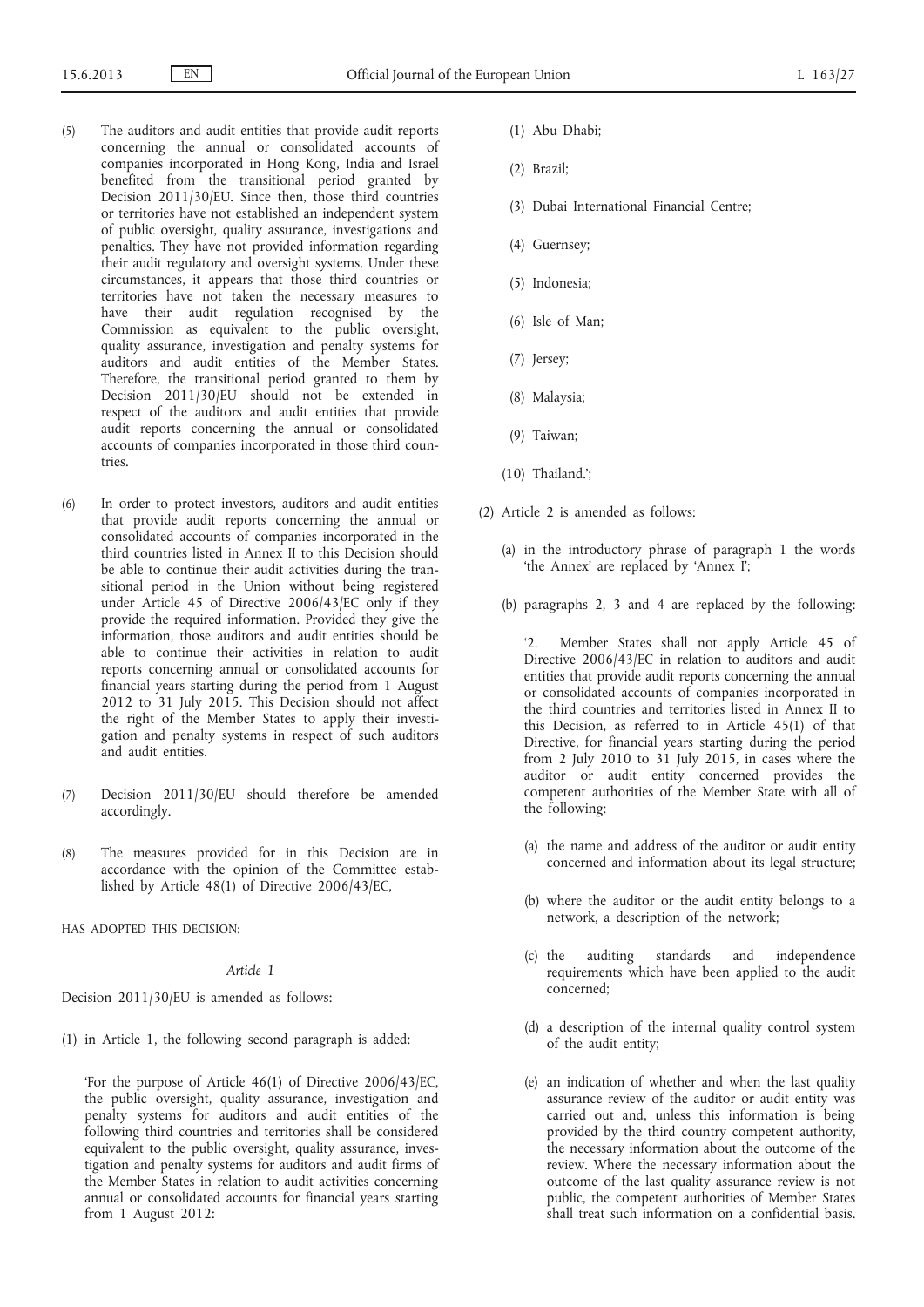(5) The auditors and audit entities that provide audit reports concerning the annual or consolidated accounts of companies incorporated in Hong Kong, India and Israel benefited from the transitional period granted by Decision 2011/30/EU. Since then, those third countries or territories have not established an independent system of public oversight, quality assurance, investigations and penalties. They have not provided information regarding their audit regulatory and oversight systems. Under these circumstances, it appears that those third countries or territories have not taken the necessary measures to have their audit regulation recognised by the Commission as equivalent to the public oversight, quality assurance, investigation and penalty systems for auditors and audit entities of the Member States. Therefore, the transitional period granted to them by Decision 2011/30/EU should not be extended in respect of the auditors and audit entities that provide audit reports concerning the annual or consolidated accounts of companies incorporated in those third countries.

(6) In order to protect investors, auditors and audit entities that provide audit reports concerning the annual or consolidated accounts of companies incorporated in the third countries listed in Annex II to this Decision should be able to continue their audit activities during the transitional period in the Union without being registered under Article 45 of Directive 2006/43/EC only if they provide the required information. Provided they give the information, those auditors and audit entities should be able to continue their activities in relation to audit reports concerning annual or consolidated accounts for financial years starting during the period from 1 August 2012 to 31 July 2015. This Decision should not affect the right of the Member States to apply their investigation and penalty systems in respect of such auditors and audit entities.

(7) Decision 2011/30/EU should therefore be amended accordingly.

(8) The measures provided for in this Decision are in accordance with the opinion of the Committee established by Article 48(1) of Directive 2006/43/EC,

HAS ADOPTED THIS DECISION:

*Article 1*

Decision 2011/30/EU is amended as follows:

(1) in Article 1, the following second paragraph is added:

'For the purpose of Article 46(1) of Directive 2006/43/EC, the public oversight, quality assurance, investigation and penalty systems for auditors and audit entities of the following third countries and territories shall be considered equivalent to the public oversight, quality assurance, investigation and penalty systems for auditors and audit firms of the Member States in relation to audit activities concerning annual or consolidated accounts for financial years starting from 1 August 2012:

(1) Abu Dhabi;

(2) Brazil;

(3) Dubai International Financial Centre;

(4) Guernsey;

(5) Indonesia;

(6) Isle of Man;

(7) Jersey;

(8) Malaysia;

(9) Taiwan;

(10) Thailand.';

(2) Article 2 is amended as follows:

(a) in the introductory phrase of paragraph 1 the words 'the Annex' are replaced by 'Annex I';

(b) paragraphs 2, 3 and 4 are replaced by the following:

'2. Member States shall not apply Article 45 of Directive 2006/43/EC in relation to auditors and audit entities that provide audit reports concerning the annual or consolidated accounts of companies incorporated in the third countries and territories listed in Annex II to this Decision, as referred to in Article 45(1) of that Directive, for financial years starting during the period from 2 July 2010 to 31 July 2015, in cases where the auditor or audit entity concerned provides the competent authorities of the Member State with all of the following:

(a) the name and address of the auditor or audit entity concerned and information about its legal structure;

(b) where the auditor or the audit entity belongs to a network, a description of the network;

(c) the auditing standards and independence requirements which have been applied to the audit concerned;

(d) a description of the internal quality control system of the audit entity;

(e) an indication of whether and when the last quality assurance review of the auditor or audit entity was carried out and, unless this information is being provided by the third country competent authority, the necessary information about the outcome of the review. Where the necessary information about the outcome of the last quality assurance review is not public, the competent authorities of Member States shall treat such information on a confidential basis.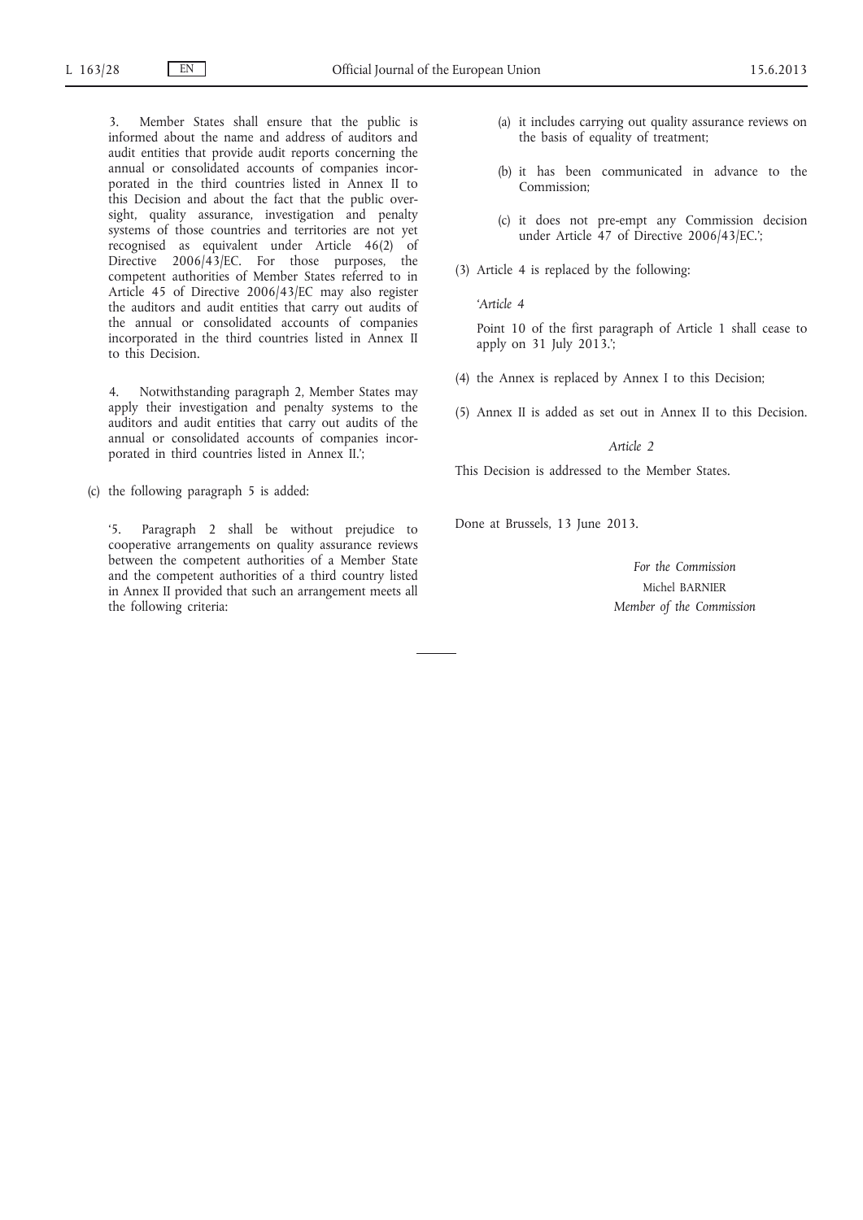3. Member States shall ensure that the public is informed about the name and address of auditors and audit entities that provide audit reports concerning the annual or consolidated accounts of companies incorporated in the third countries listed in Annex II to this Decision and about the fact that the public oversight, quality assurance, investigation and penalty systems of those countries and territories are not yet recognised as equivalent under Article 46(2) of Directive 2006/43/EC. For those purposes, the competent authorities of Member States referred to in Article 45 of Directive 2006/43/EC may also register the auditors and audit entities that carry out audits of the annual or consolidated accounts of companies incorporated in the third countries listed in Annex II to this Decision.

4. Notwithstanding paragraph 2, Member States may apply their investigation and penalty systems to the auditors and audit entities that carry out audits of the annual or consolidated accounts of companies incorporated in third countries listed in Annex II.';

(c) the following paragraph 5 is added:

'5. Paragraph 2 shall be without prejudice to cooperative arrangements on quality assurance reviews between the competent authorities of a Member State and the competent authorities of a third country listed in Annex II provided that such an arrangement meets all the following criteria:

(a) it includes carrying out quality assurance reviews on the basis of equality of treatment;

(b) it has been communicated in advance to the Commission;

(c) it does not pre-empt any Commission decision under Article 47 of Directive 2006/43/EC.';

(3) Article 4 is replaced by the following:

*'Article 4*

Point 10 of the first paragraph of Article 1 shall cease to apply on 31 July 2013.';

(4) the Annex is replaced by Annex I to this Decision;

(5) Annex II is added as set out in Annex II to this Decision.

*Article 2*

This Decision is addressed to the Member States.

Done at Brussels, 13 June 2013.

*For the Commission*

Michel BARNIER

*Member of the Commission*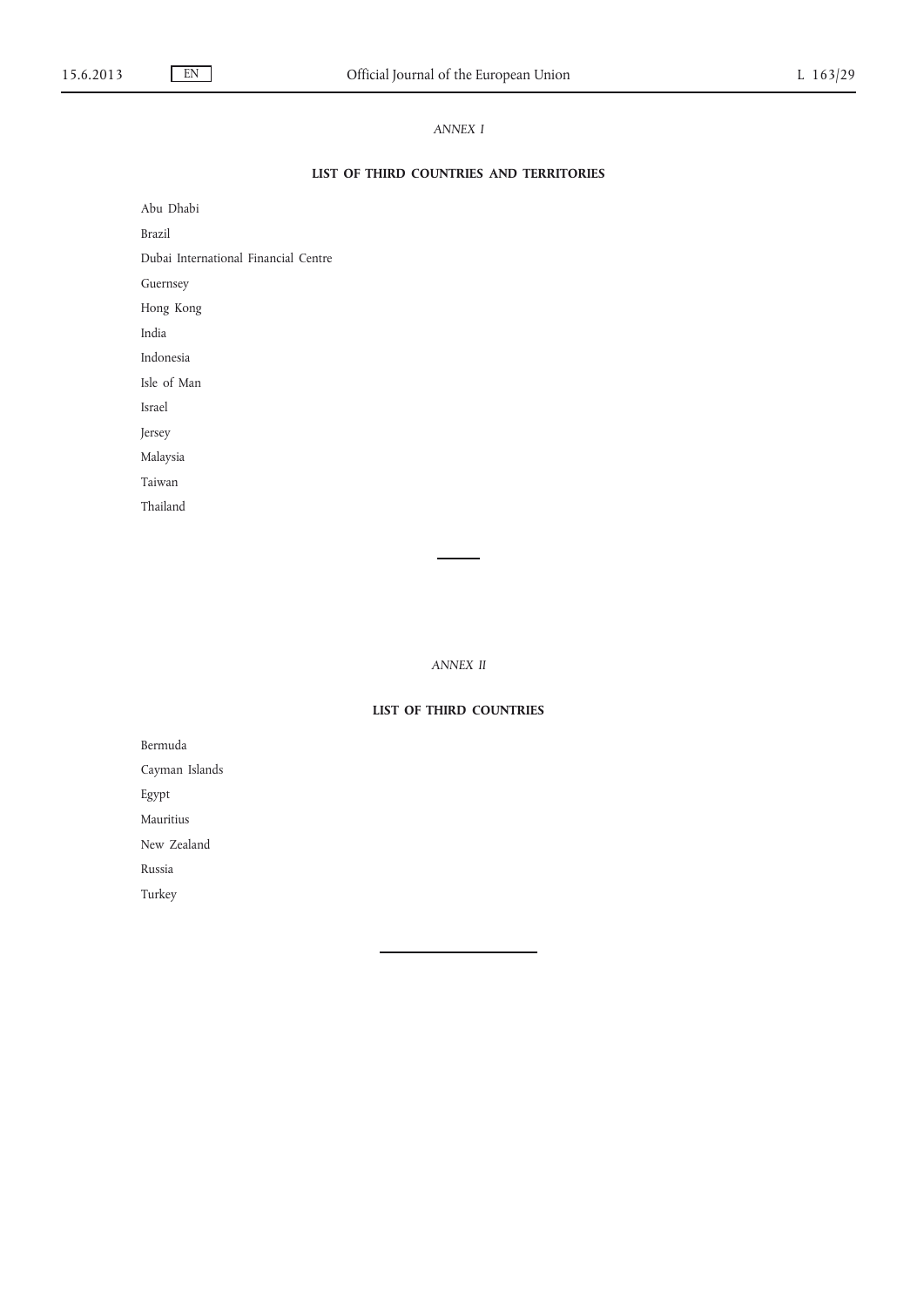## *ANNEX I*

## LIST OF THIRD COUNTRIES AND TERRITORIES

Abu Dhabi

Brazil

Dubai International Financial Centre

Guernsey

Hong Kong

India

Indonesia

Isle of Man

Israel

Jersey

Malaysia

Taiwan

Thailand

## *ANNEX II*

## LIST OF THIRD COUNTRIES

Bermuda

Cayman Islands

Egypt

Mauritius

New Zealand

Russia

Turkey